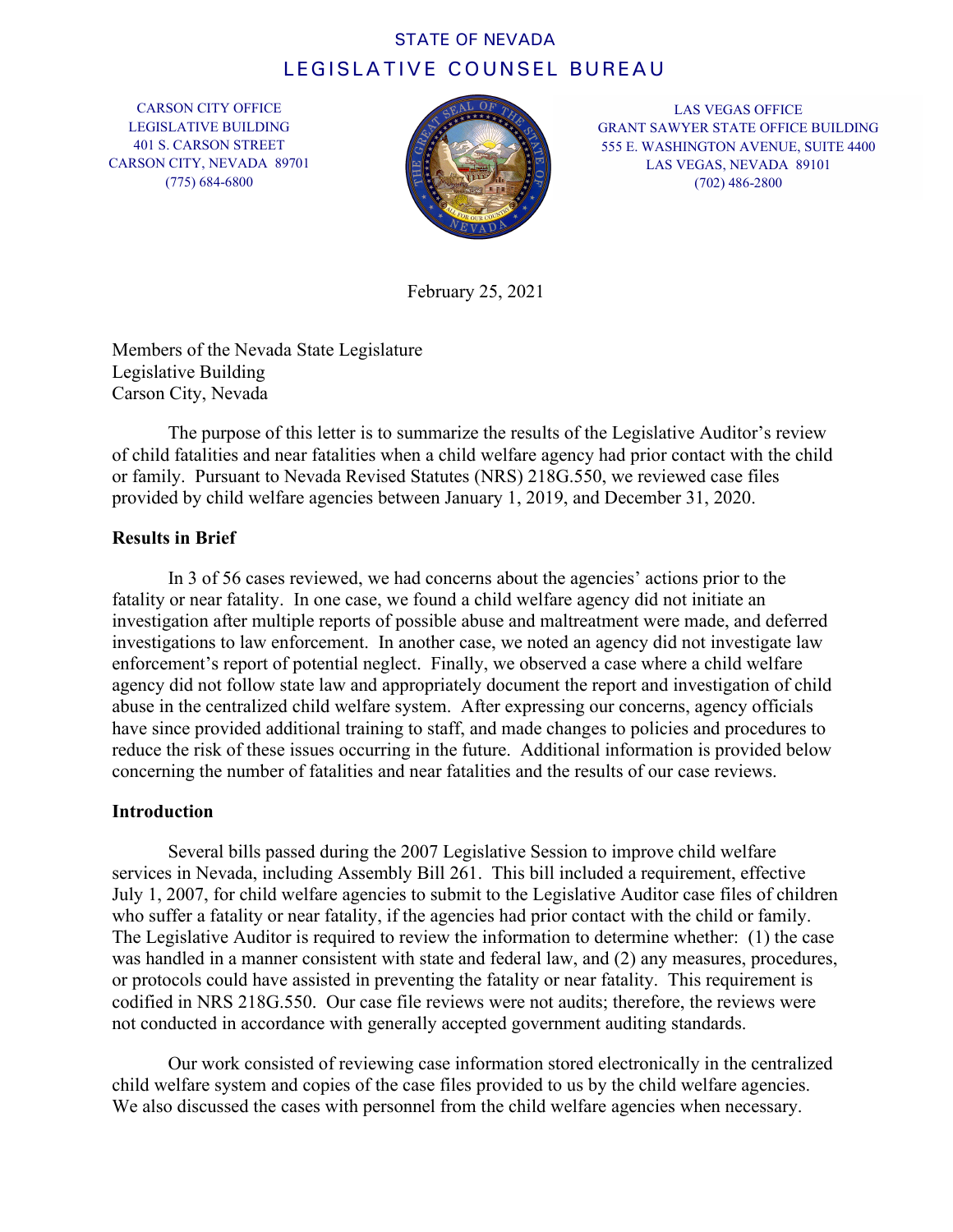STATE OF NEVADA

LEGISLATIVE COUNSEL BUREAU

CARSON CITY OFFICE
LEGISLATIVE BUILDING
401 S. CARSON STREET
CARSON CITY, NEVADA 89701
(775) 684-6800

LAS VEGAS OFFICE
GRANT SAWYER STATE OFFICE BUILDING
555 E. WASHINGTON AVENUE, SUITE 4400
LAS VEGAS, NEVADA 89101
(702) 486-2800

February 25, 2021

Members of the Nevada State Legislature
Legislative Building
Carson City, Nevada

The purpose of this letter is to summarize the results of the Legislative Auditor's review of child fatalities and near fatalities when a child welfare agency had prior contact with the child or family. Pursuant to Nevada Revised Statutes (NRS) 218G.550, we reviewed case files provided by child welfare agencies between January 1, 2019, and December 31, 2020.

**Results in Brief**

In 3 of 56 cases reviewed, we had concerns about the agencies' actions prior to the fatality or near fatality. In one case, we found a child welfare agency did not initiate an investigation after multiple reports of possible abuse and maltreatment were made, and deferred investigations to law enforcement. In another case, we noted an agency did not investigate law enforcement's report of potential neglect. Finally, we observed a case where a child welfare agency did not follow state law and appropriately document the report and investigation of child abuse in the centralized child welfare system. After expressing our concerns, agency officials have since provided additional training to staff, and made changes to policies and procedures to reduce the risk of these issues occurring in the future. Additional information is provided below concerning the number of fatalities and near fatalities and the results of our case reviews.

**Introduction**

Several bills passed during the 2007 Legislative Session to improve child welfare services in Nevada, including Assembly Bill 261. This bill included a requirement, effective July 1, 2007, for child welfare agencies to submit to the Legislative Auditor case files of children who suffer a fatality or near fatality, if the agencies had prior contact with the child or family. The Legislative Auditor is required to review the information to determine whether: (1) the case was handled in a manner consistent with state and federal law, and (2) any measures, procedures, or protocols could have assisted in preventing the fatality or near fatality. This requirement is codified in NRS 218G.550. Our case file reviews were not audits; therefore, the reviews were not conducted in accordance with generally accepted government auditing standards.

Our work consisted of reviewing case information stored electronically in the centralized child welfare system and copies of the case files provided to us by the child welfare agencies. We also discussed the cases with personnel from the child welfare agencies when necessary.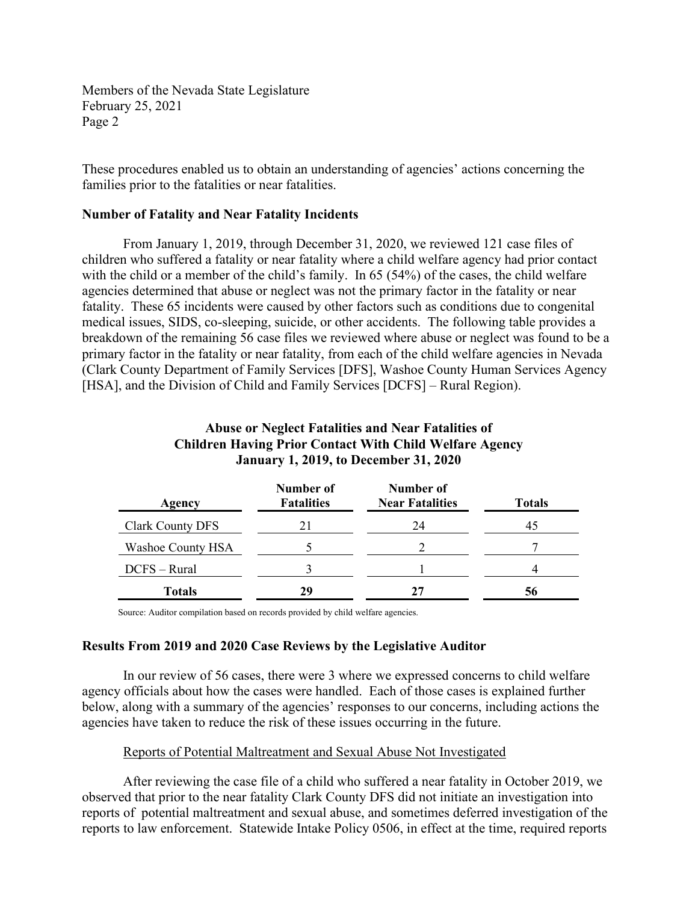These procedures enabled us to obtain an understanding of agencies' actions concerning the families prior to the fatalities or near fatalities.

**Number of Fatality and Near Fatality Incidents**

From January 1, 2019, through December 31, 2020, we reviewed 121 case files of children who suffered a fatality or near fatality where a child welfare agency had prior contact with the child or a member of the child's family. In 65 (54%) of the cases, the child welfare agencies determined that abuse or neglect was not the primary factor in the fatality or near fatality. These 65 incidents were caused by other factors such as conditions due to congenital medical issues, SIDS, co-sleeping, suicide, or other accidents. The following table provides a breakdown of the remaining 56 case files we reviewed where abuse or neglect was found to be a primary factor in the fatality or near fatality, from each of the child welfare agencies in Nevada (Clark County Department of Family Services [DFS], Washoe County Human Services Agency [HSA], and the Division of Child and Family Services [DCFS] – Rural Region).

**Abuse or Neglect Fatalities and Near Fatalities of Children Having Prior Contact With Child Welfare Agency January 1, 2019, to December 31, 2020**

| Agency | Number of Fatalities | Number of Near Fatalities | Totals |
|---|---|---|---|
| Clark County DFS | 21 | 24 | 45 |
| Washoe County HSA | 5 | 2 | 7 |
| DCFS – Rural | 3 | 1 | 4 |
| **Totals** | **29** | **27** | **56** |

Source: Auditor compilation based on records provided by child welfare agencies.

**Results From 2019 and 2020 Case Reviews by the Legislative Auditor**

In our review of 56 cases, there were 3 where we expressed concerns to child welfare agency officials about how the cases were handled. Each of those cases is explained further below, along with a summary of the agencies' responses to our concerns, including actions the agencies have taken to reduce the risk of these issues occurring in the future.

Reports of Potential Maltreatment and Sexual Abuse Not Investigated

After reviewing the case file of a child who suffered a near fatality in October 2019, we observed that prior to the near fatality Clark County DFS did not initiate an investigation into reports of potential maltreatment and sexual abuse, and sometimes deferred investigation of the reports to law enforcement. Statewide Intake Policy 0506, in effect at the time, required reports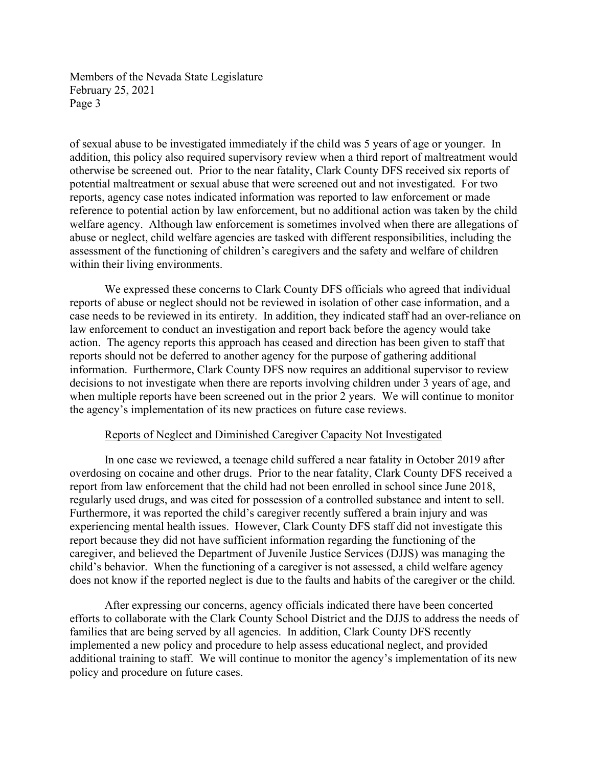of sexual abuse to be investigated immediately if the child was 5 years of age or younger. In addition, this policy also required supervisory review when a third report of maltreatment would otherwise be screened out. Prior to the near fatality, Clark County DFS received six reports of potential maltreatment or sexual abuse that were screened out and not investigated. For two reports, agency case notes indicated information was reported to law enforcement or made reference to potential action by law enforcement, but no additional action was taken by the child welfare agency. Although law enforcement is sometimes involved when there are allegations of abuse or neglect, child welfare agencies are tasked with different responsibilities, including the assessment of the functioning of children's caregivers and the safety and welfare of children within their living environments.

We expressed these concerns to Clark County DFS officials who agreed that individual reports of abuse or neglect should not be reviewed in isolation of other case information, and a case needs to be reviewed in its entirety. In addition, they indicated staff had an over-reliance on law enforcement to conduct an investigation and report back before the agency would take action. The agency reports this approach has ceased and direction has been given to staff that reports should not be deferred to another agency for the purpose of gathering additional information. Furthermore, Clark County DFS now requires an additional supervisor to review decisions to not investigate when there are reports involving children under 3 years of age, and when multiple reports have been screened out in the prior 2 years. We will continue to monitor the agency's implementation of its new practices on future case reviews.

Reports of Neglect and Diminished Caregiver Capacity Not Investigated

In one case we reviewed, a teenage child suffered a near fatality in October 2019 after overdosing on cocaine and other drugs. Prior to the near fatality, Clark County DFS received a report from law enforcement that the child had not been enrolled in school since June 2018, regularly used drugs, and was cited for possession of a controlled substance and intent to sell. Furthermore, it was reported the child's caregiver recently suffered a brain injury and was experiencing mental health issues. However, Clark County DFS staff did not investigate this report because they did not have sufficient information regarding the functioning of the caregiver, and believed the Department of Juvenile Justice Services (DJJS) was managing the child's behavior. When the functioning of a caregiver is not assessed, a child welfare agency does not know if the reported neglect is due to the faults and habits of the caregiver or the child.

After expressing our concerns, agency officials indicated there have been concerted efforts to collaborate with the Clark County School District and the DJJS to address the needs of families that are being served by all agencies. In addition, Clark County DFS recently implemented a new policy and procedure to help assess educational neglect, and provided additional training to staff. We will continue to monitor the agency's implementation of its new policy and procedure on future cases.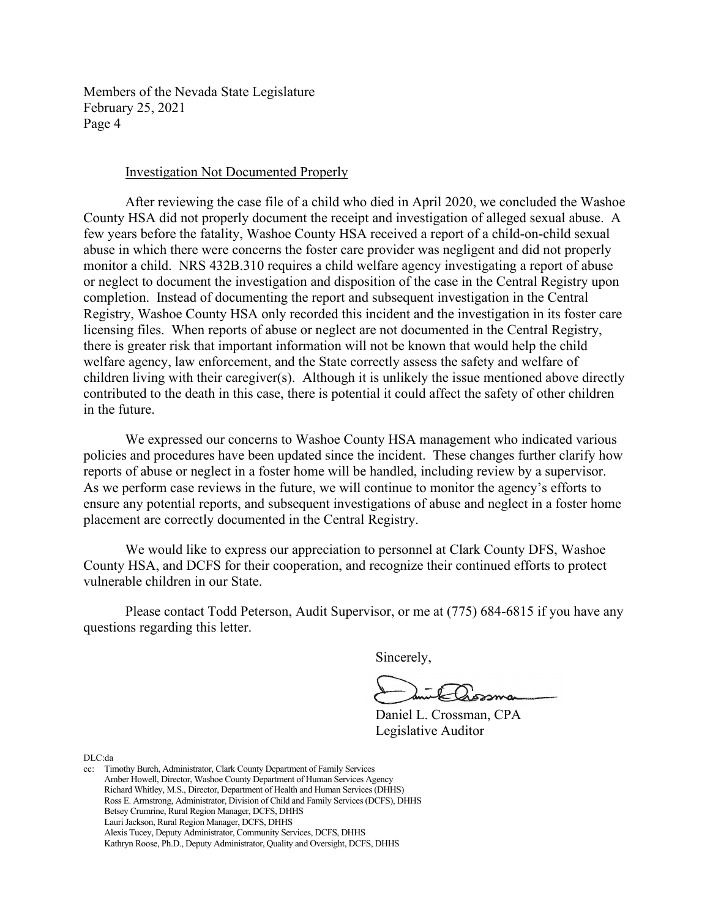Investigation Not Documented Properly

After reviewing the case file of a child who died in April 2020, we concluded the Washoe County HSA did not properly document the receipt and investigation of alleged sexual abuse. A few years before the fatality, Washoe County HSA received a report of a child-on-child sexual abuse in which there were concerns the foster care provider was negligent and did not properly monitor a child. NRS 432B.310 requires a child welfare agency investigating a report of abuse or neglect to document the investigation and disposition of the case in the Central Registry upon completion. Instead of documenting the report and subsequent investigation in the Central Registry, Washoe County HSA only recorded this incident and the investigation in its foster care licensing files. When reports of abuse or neglect are not documented in the Central Registry, there is greater risk that important information will not be known that would help the child welfare agency, law enforcement, and the State correctly assess the safety and welfare of children living with their caregiver(s). Although it is unlikely the issue mentioned above directly contributed to the death in this case, there is potential it could affect the safety of other children in the future.

We expressed our concerns to Washoe County HSA management who indicated various policies and procedures have been updated since the incident. These changes further clarify how reports of abuse or neglect in a foster home will be handled, including review by a supervisor. As we perform case reviews in the future, we will continue to monitor the agency's efforts to ensure any potential reports, and subsequent investigations of abuse and neglect in a foster home placement are correctly documented in the Central Registry.

We would like to express our appreciation to personnel at Clark County DFS, Washoe County HSA, and DCFS for their cooperation, and recognize their continued efforts to protect vulnerable children in our State.

Please contact Todd Peterson, Audit Supervisor, or me at (775) 684-6815 if you have any questions regarding this letter.

Sincerely,

Daniel L. Crossman, CPA
Legislative Auditor

DLC:da

cc: Timothy Burch, Administrator, Clark County Department of Family Services
Amber Howell, Director, Washoe County Department of Human Services Agency
Richard Whitley, M.S., Director, Department of Health and Human Services (DHHS)
Ross E. Armstrong, Administrator, Division of Child and Family Services (DCFS), DHHS
Betsey Crumrine, Rural Region Manager, DCFS, DHHS
Lauri Jackson, Rural Region Manager, DCFS, DHHS
Alexis Tucey, Deputy Administrator, Community Services, DCFS, DHHS
Kathryn Roose, Ph.D., Deputy Administrator, Quality and Oversight, DCFS, DHHS